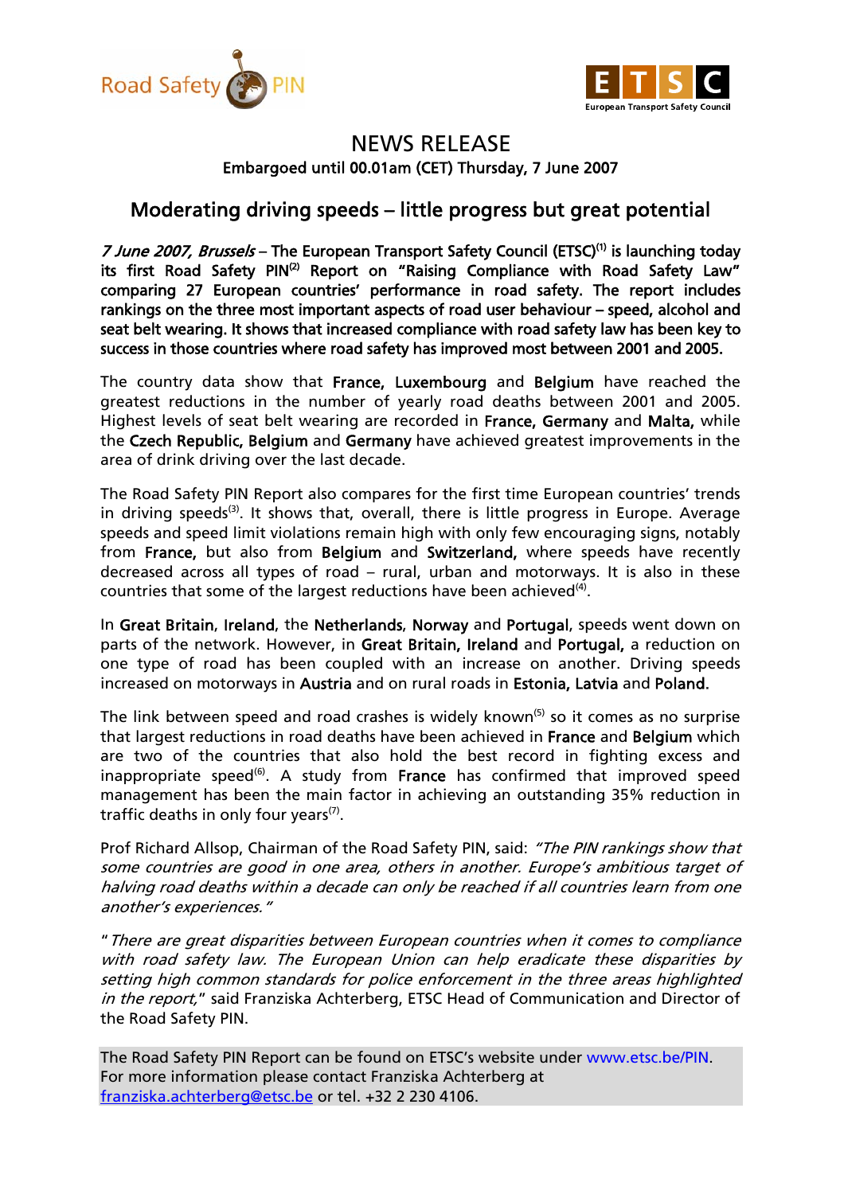# NEWS RELEASE

**Embargoed until 00.01am (CET) Thursday, 7 June 2007**

## Moderating driving speeds – little progress but great potential

***7 June 2007, Brussels*** **– The European Transport Safety Council (ETSC)[1] is launching today its first Road Safety PIN[2] Report on "Raising Compliance with Road Safety Law" comparing 27 European countries' performance in road safety. The report includes rankings on the three most important aspects of road user behaviour – speed, alcohol and seat belt wearing. It shows that increased compliance with road safety law has been key to success in those countries where road safety has improved most between 2001 and 2005.**

The country data show that **France, Luxembourg** and **Belgium** have reached the greatest reductions in the number of yearly road deaths between 2001 and 2005. Highest levels of seat belt wearing are recorded in **France, Germany** and **Malta,** while the **Czech Republic, Belgium** and **Germany** have achieved greatest improvements in the area of drink driving over the last decade.

The Road Safety PIN Report also compares for the first time European countries' trends in driving speeds[3]. It shows that, overall, there is little progress in Europe. Average speeds and speed limit violations remain high with only few encouraging signs, notably from **France,** but also from **Belgium** and **Switzerland,** where speeds have recently decreased across all types of road – rural, urban and motorways. It is also in these countries that some of the largest reductions have been achieved[4].

In **Great Britain**, **Ireland**, the **Netherlands**, **Norway** and **Portugal**, speeds went down on parts of the network. However, in **Great Britain, Ireland** and **Portugal,** a reduction on one type of road has been coupled with an increase on another. Driving speeds increased on motorways in **Austria** and on rural roads in **Estonia, Latvia** and **Poland.**

The link between speed and road crashes is widely known[5] so it comes as no surprise that largest reductions in road deaths have been achieved in **France** and **Belgium** which are two of the countries that also hold the best record in fighting excess and inappropriate speed[6]. A study from **France** has confirmed that improved speed management has been the main factor in achieving an outstanding 35% reduction in traffic deaths in only four years[7].

Prof Richard Allsop, Chairman of the Road Safety PIN, said: *"The PIN rankings show that some countries are good in one area, others in another. Europe's ambitious target of halving road deaths within a decade can only be reached if all countries learn from one another's experiences."*

"*There are great disparities between European countries when it comes to compliance with road safety law. The European Union can help eradicate these disparities by setting high common standards for police enforcement in the three areas highlighted in the report,*" said Franziska Achterberg, ETSC Head of Communication and Director of the Road Safety PIN.

The Road Safety PIN Report can be found on ETSC's website under www.etsc.be/PIN.
For more information please contact Franziska Achterberg at franziska.achterberg@etsc.be or tel. +32 2 230 4106.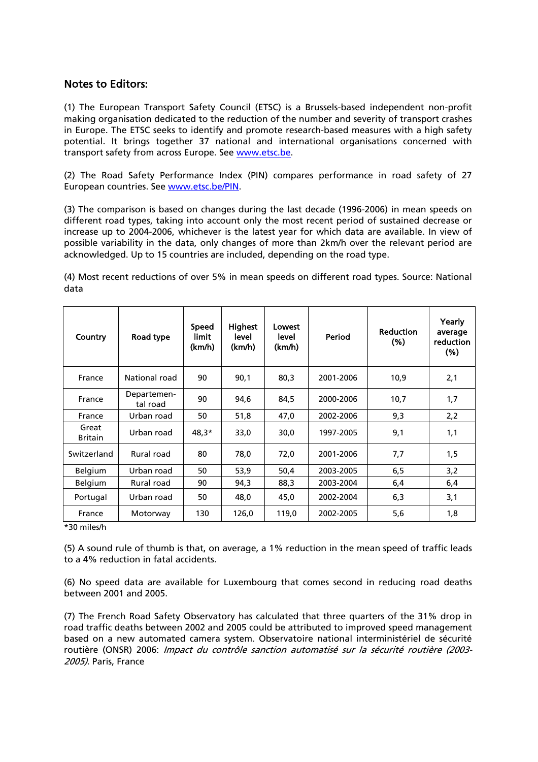## Notes to Editors:

(1) The European Transport Safety Council (ETSC) is a Brussels-based independent non-profit making organisation dedicated to the reduction of the number and severity of transport crashes in Europe. The ETSC seeks to identify and promote research-based measures with a high safety potential. It brings together 37 national and international organisations concerned with transport safety from across Europe. See [www.etsc.be](www.etsc.be).

(2) The Road Safety Performance Index (PIN) compares performance in road safety of 27 European countries. See [www.etsc.be/PIN](www.etsc.be/PIN).

(3) The comparison is based on changes during the last decade (1996-2006) in mean speeds on different road types, taking into account only the most recent period of sustained decrease or increase up to 2004-2006, whichever is the latest year for which data are available. In view of possible variability in the data, only changes of more than 2km/h over the relevant period are acknowledged. Up to 15 countries are included, depending on the road type.

(4) Most recent reductions of over 5% in mean speeds on different road types. Source: National data

| Country | Road type | Speed limit (km/h) | Highest level (km/h) | Lowest level (km/h) | Period | Reduction (%) | Yearly average reduction (%) |
|---|---|---|---|---|---|---|---|
| France | National road | 90 | 90,1 | 80,3 | 2001-2006 | 10,9 | 2,1 |
| France | Departemen-tal road | 90 | 94,6 | 84,5 | 2000-2006 | 10,7 | 1,7 |
| France | Urban road | 50 | 51,8 | 47,0 | 2002-2006 | 9,3 | 2,2 |
| Great Britain | Urban road | 48,3* | 33,0 | 30,0 | 1997-2005 | 9,1 | 1,1 |
| Switzerland | Rural road | 80 | 78,0 | 72,0 | 2001-2006 | 7,7 | 1,5 |
| Belgium | Urban road | 50 | 53,9 | 50,4 | 2003-2005 | 6,5 | 3,2 |
| Belgium | Rural road | 90 | 94,3 | 88,3 | 2003-2004 | 6,4 | 6,4 |
| Portugal | Urban road | 50 | 48,0 | 45,0 | 2002-2004 | 6,3 | 3,1 |
| France | Motorway | 130 | 126,0 | 119,0 | 2002-2005 | 5,6 | 1,8 |

*30 miles/h

(5) A sound rule of thumb is that, on average, a 1% reduction in the mean speed of traffic leads to a 4% reduction in fatal accidents.

(6) No speed data are available for Luxembourg that comes second in reducing road deaths between 2001 and 2005.

(7) The French Road Safety Observatory has calculated that three quarters of the 31% drop in road traffic deaths between 2002 and 2005 could be attributed to improved speed management based on a new automated camera system. Observatoire national interministériel de sécurité routière (ONSR) 2006: *Impact du contrôle sanction automatisé sur la sécurité routière (2003-2005)*. Paris, France